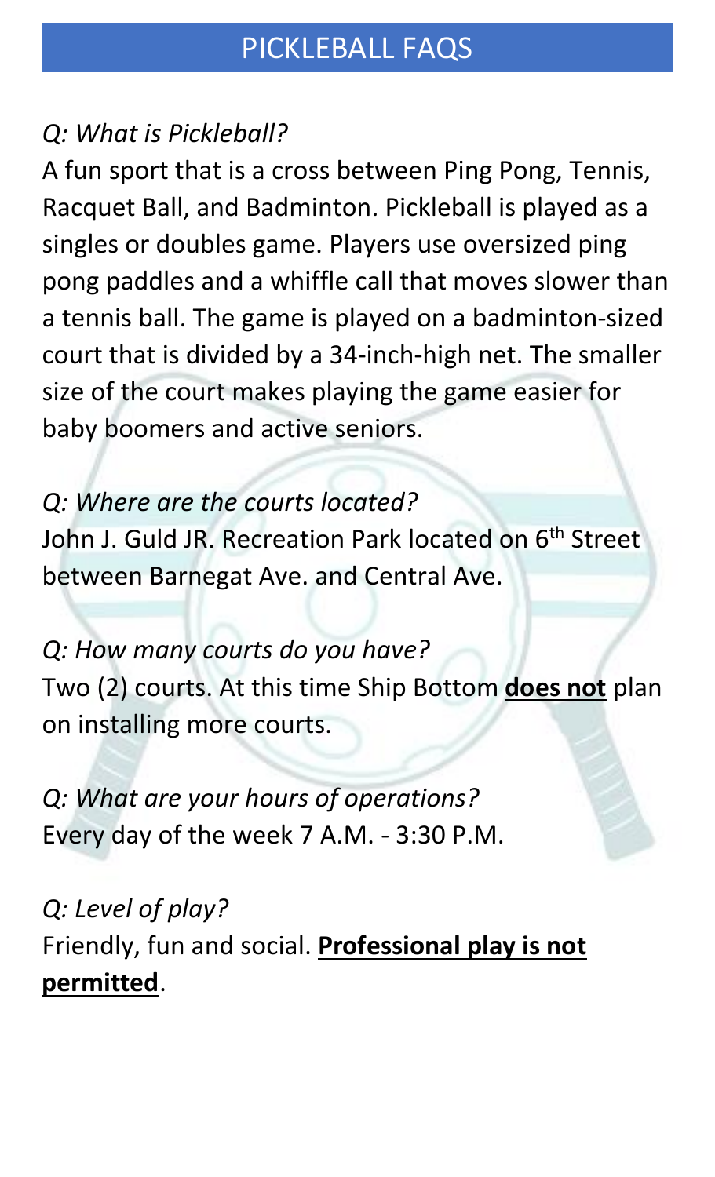# PICKLEBALL FAQS

*Q: What is Pickleball?*

A fun sport that is a cross between Ping Pong, Tennis, Racquet Ball, and Badminton. Pickleball is played as a singles or doubles game. Players use oversized ping pong paddles and a whiffle call that moves slower than a tennis ball. The game is played on a badminton-sized court that is divided by a 34-inch-high net. The smaller size of the court makes playing the game easier for baby boomers and active seniors.

*Q: Where are the courts located?*

John J. Guld JR. Recreation Park located on 6th Street between Barnegat Ave. and Central Ave.

*Q: How many courts do you have?*

Two (2) courts. At this time Ship Bottom <u>**does not**</u> plan on installing more courts.

*Q: What are your hours of operations?*

Every day of the week 7 A.M. - 3:30 P.M.

*Q: Level of play?*

Friendly, fun and social. <u>**Professional play is not permitted**</u>.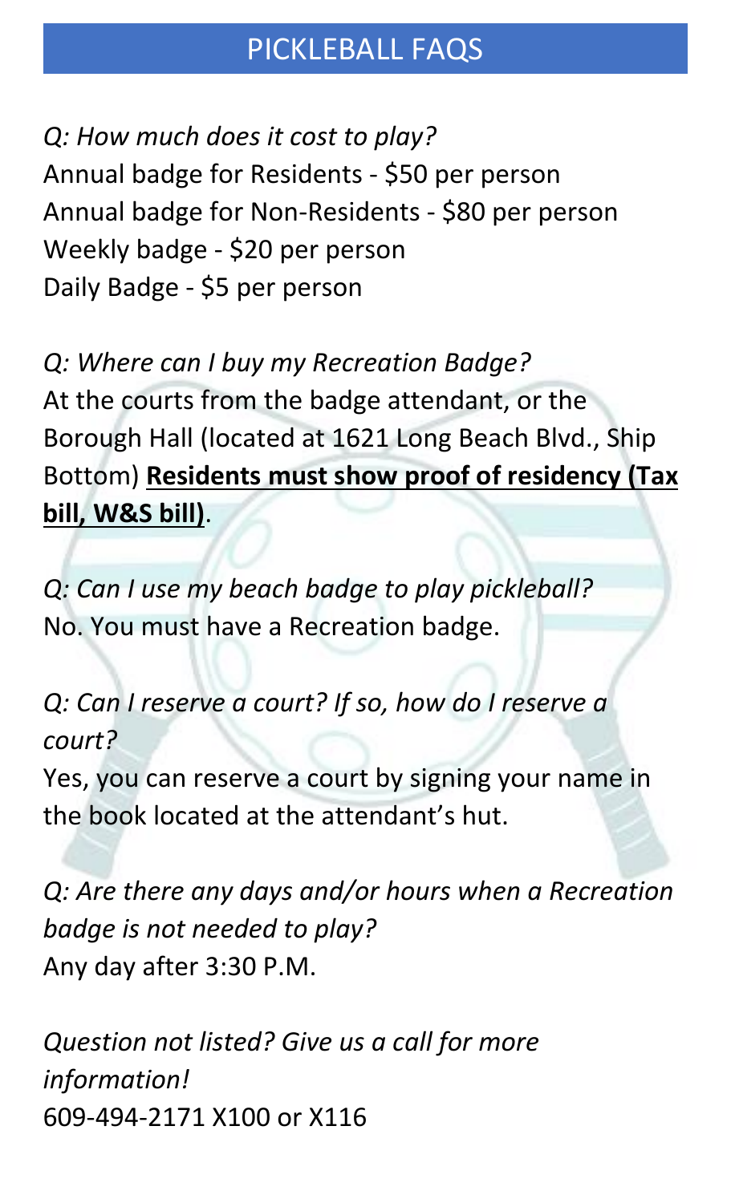# PICKLEBALL FAQS

*Q: How much does it cost to play?*
Annual badge for Residents - $50 per person
Annual badge for Non-Residents - $80 per person
Weekly badge - $20 per person
Daily Badge - $5 per person

*Q: Where can I buy my Recreation Badge?*
At the courts from the badge attendant, or the Borough Hall (located at 1621 Long Beach Blvd., Ship Bottom) **Residents must show proof of residency (Tax bill, W&S bill)**.

*Q: Can I use my beach badge to play pickleball?*
No. You must have a Recreation badge.

*Q: Can I reserve a court? If so, how do I reserve a court?*
Yes, you can reserve a court by signing your name in the book located at the attendant's hut.

*Q: Are there any days and/or hours when a Recreation badge is not needed to play?*
Any day after 3:30 P.M.

*Question not listed? Give us a call for more information!*
609-494-2171 X100 or X116